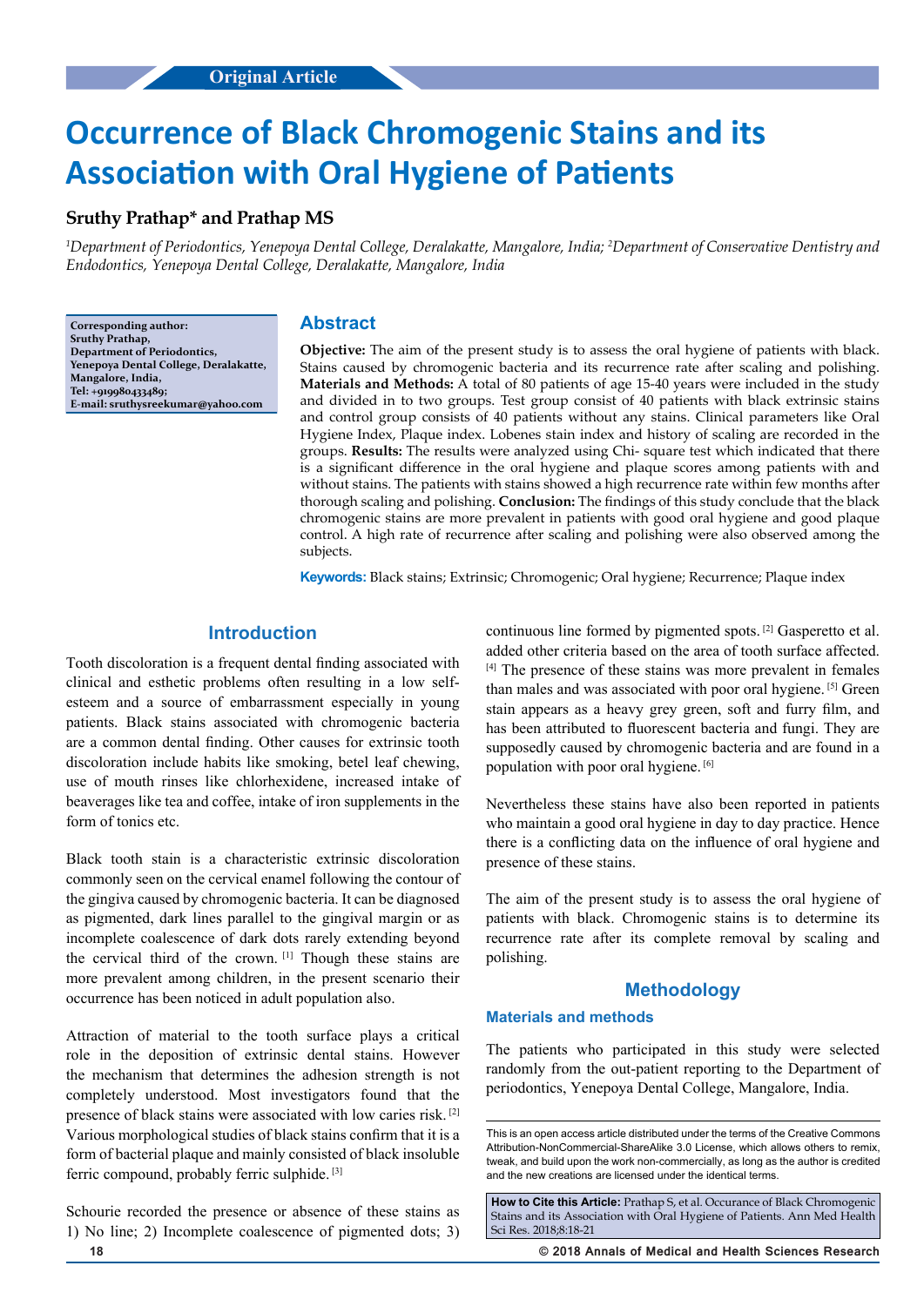Original Article

# Occurrence of Black Chromogenic Stains and its Association with Oral Hygiene of Patients

**Sruthy Prathap\* and Prathap MS**

*[1]Department of Periodontics, Yenepoya Dental College, Deralakatte, Mangalore, India; [2]Department of Conservative Dentistry and Endodontics, Yenepoya Dental College, Deralakatte, Mangalore, India*

**Corresponding author:**
**Sruthy Prathap,**
**Department of Periodontics,**
**Yenepoya Dental College, Deralakatte,**
**Mangalore, India,**
**Tel: +919980433489;**
**E-mail: sruthysreekumar@yahoo.com**

## Abstract

**Objective:** The aim of the present study is to assess the oral hygiene of patients with black. Stains caused by chromogenic bacteria and its recurrence rate after scaling and polishing. **Materials and Methods:** A total of 80 patients of age 15-40 years were included in the study and divided in to two groups. Test group consist of 40 patients with black extrinsic stains and control group consists of 40 patients without any stains. Clinical parameters like Oral Hygiene Index, Plaque index. Lobenes stain index and history of scaling are recorded in the groups. **Results:** The results were analyzed using Chi- square test which indicated that there is a significant difference in the oral hygiene and plaque scores among patients with and without stains. The patients with stains showed a high recurrence rate within few months after thorough scaling and polishing. **Conclusion:** The findings of this study conclude that the black chromogenic stains are more prevalent in patients with good oral hygiene and good plaque control. A high rate of recurrence after scaling and polishing were also observed among the subjects.

**Keywords:** Black stains; Extrinsic; Chromogenic; Oral hygiene; Recurrence; Plaque index

## Introduction

Tooth discoloration is a frequent dental finding associated with clinical and esthetic problems often resulting in a low self-esteem and a source of embarrassment especially in young patients. Black stains associated with chromogenic bacteria are a common dental finding. Other causes for extrinsic tooth discoloration include habits like smoking, betel leaf chewing, use of mouth rinses like chlorhexidene, increased intake of beaverages like tea and coffee, intake of iron supplements in the form of tonics etc.

Black tooth stain is a characteristic extrinsic discoloration commonly seen on the cervical enamel following the contour of the gingiva caused by chromogenic bacteria. It can be diagnosed as pigmented, dark lines parallel to the gingival margin or as incomplete coalescence of dark dots rarely extending beyond the cervical third of the crown. [1] Though these stains are more prevalent among children, in the present scenario their occurrence has been noticed in adult population also.

Attraction of material to the tooth surface plays a critical role in the deposition of extrinsic dental stains. However the mechanism that determines the adhesion strength is not completely understood. Most investigators found that the presence of black stains were associated with low caries risk. [2] Various morphological studies of black stains confirm that it is a form of bacterial plaque and mainly consisted of black insoluble ferric compound, probably ferric sulphide. [3]

Schourie recorded the presence or absence of these stains as 1) No line; 2) Incomplete coalescence of pigmented dots; 3) continuous line formed by pigmented spots. [2] Gasperetto et al. added other criteria based on the area of tooth surface affected. [4] The presence of these stains was more prevalent in females than males and was associated with poor oral hygiene. [5] Green stain appears as a heavy grey green, soft and furry film, and has been attributed to fluorescent bacteria and fungi. They are supposedly caused by chromogenic bacteria and are found in a population with poor oral hygiene. [6]

Nevertheless these stains have also been reported in patients who maintain a good oral hygiene in day to day practice. Hence there is a conflicting data on the influence of oral hygiene and presence of these stains.

The aim of the present study is to assess the oral hygiene of patients with black. Chromogenic stains is to determine its recurrence rate after its complete removal by scaling and polishing.

## Methodology

### Materials and methods

The patients who participated in this study were selected randomly from the out-patient reporting to the Department of periodontics, Yenepoya Dental College, Mangalore, India.

This is an open access article distributed under the terms of the Creative Commons Attribution-NonCommercial-ShareAlike 3.0 License, which allows others to remix, tweak, and build upon the work non-commercially, as long as the author is credited and the new creations are licensed under the identical terms.

**How to Cite this Article:** Prathap S, et al. Occurance of Black Chromogenic Stains and its Association with Oral Hygiene of Patients. Ann Med Health Sci Res. 2018;8:18-21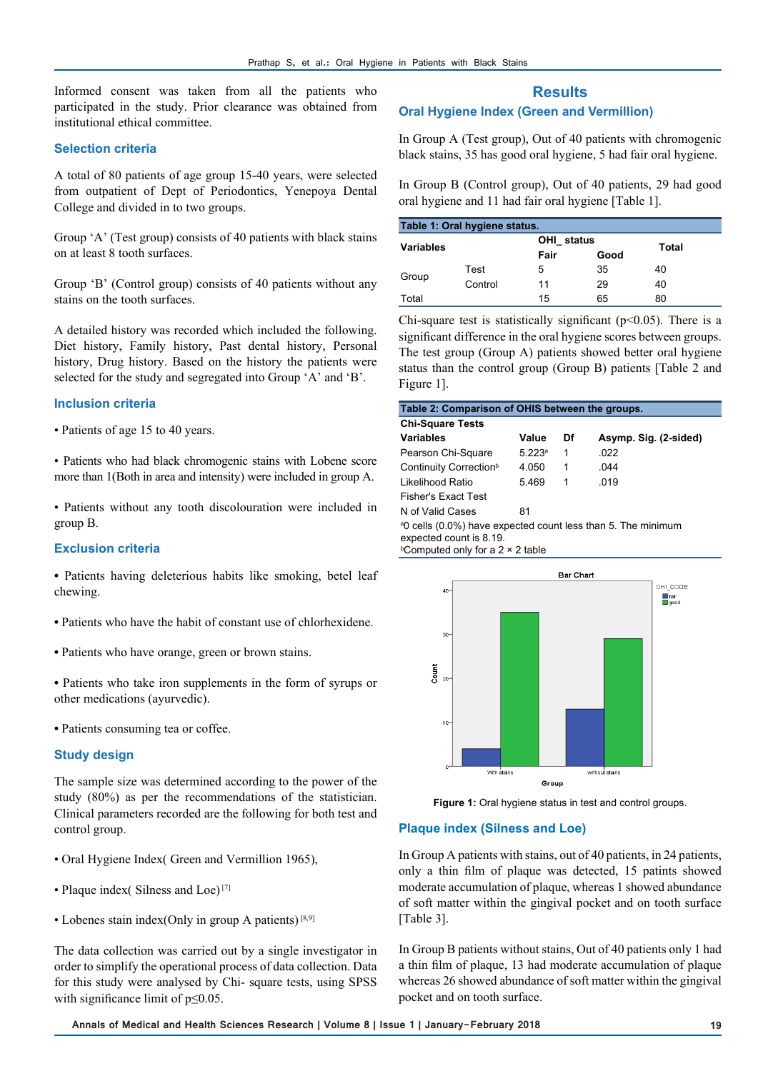Informed consent was taken from all the patients who participated in the study. Prior clearance was obtained from institutional ethical committee.

### Selection criteria

A total of 80 patients of age group 15-40 years, were selected from outpatient of Dept of Periodontics, Yenepoya Dental College and divided in to two groups.

Group 'A' (Test group) consists of 40 patients with black stains on at least 8 tooth surfaces.

Group 'B' (Control group) consists of 40 patients without any stains on the tooth surfaces.

A detailed history was recorded which included the following. Diet history, Family history, Past dental history, Personal history, Drug history. Based on the history the patients were selected for the study and segregated into Group 'A' and 'B'.

### Inclusion criteria

- Patients of age 15 to 40 years.
- Patients who had black chromogenic stains with Lobene score more than 1(Both in area and intensity) were included in group A.
- Patients without any tooth discolouration were included in group B.

### Exclusion criteria

- Patients having deleterious habits like smoking, betel leaf chewing.
- Patients who have the habit of constant use of chlorhexidene.
- Patients who have orange, green or brown stains.
- Patients who take iron supplements in the form of syrups or other medications (ayurvedic).
- Patients consuming tea or coffee.

### Study design

The sample size was determined according to the power of the study (80%) as per the recommendations of the statistician. Clinical parameters recorded are the following for both test and control group.

- Oral Hygiene Index( Green and Vermillion 1965),
- Plaque index( Silness and Loe) [7]
- Lobenes stain index(Only in group A patients) [8,9]

The data collection was carried out by a single investigator in order to simplify the operational process of data collection. Data for this study were analysed by Chi- square tests, using SPSS with significance limit of p≤0.05.

## Results

### Oral Hygiene Index (Green and Vermillion)

In Group A (Test group), Out of 40 patients with chromogenic black stains, 35 has good oral hygiene, 5 had fair oral hygiene.

In Group B (Control group), Out of 40 patients, 29 had good oral hygiene and 11 had fair oral hygiene [Table 1].

**Table 1: Oral hygiene status.**

| Variables | | OHI_ status | | Total |
|---|---|---|---|---|
| | | Fair | Good | |
| Group | Test | 5 | 35 | 40 |
| | Control | 11 | 29 | 40 |
| Total | | 15 | 65 | 80 |

Chi-square test is statistically significant (p<0.05). There is a significant difference in the oral hygiene scores between groups. The test group (Group A) patients showed better oral hygiene status than the control group (Group B) patients [Table 2 and Figure 1].

**Table 2: Comparison of OHIS between the groups.**

| Chi-Square Tests | | | |
|---|---|---|---|
| Variables | Value | Df | Asymp. Sig. (2-sided) |
| Pearson Chi-Square | 5.223[a] | 1 | .022 |
| Continuity Correction[b] | 4.050 | 1 | .044 |
| Likelihood Ratio | 5.469 | 1 | .019 |
| Fisher's Exact Test | | | |
| N of Valid Cases | 81 | | |

[a]0 cells (0.0%) have expected count less than 5. The minimum expected count is 8.19.
[b]Computed only for a 2 × 2 table

**Figure 1:** Oral hygiene status in test and control groups.

### Plaque index (Silness and Loe)

In Group A patients with stains, out of 40 patients, in 24 patients, only a thin film of plaque was detected, 15 patints showed moderate accumulation of plaque, whereas 1 showed abundance of soft matter within the gingival pocket and on tooth surface [Table 3].

In Group B patients without stains, Out of 40 patients only 1 had a thin film of plaque, 13 had moderate accumulation of plaque whereas 26 showed abundance of soft matter within the gingival pocket and on tooth surface.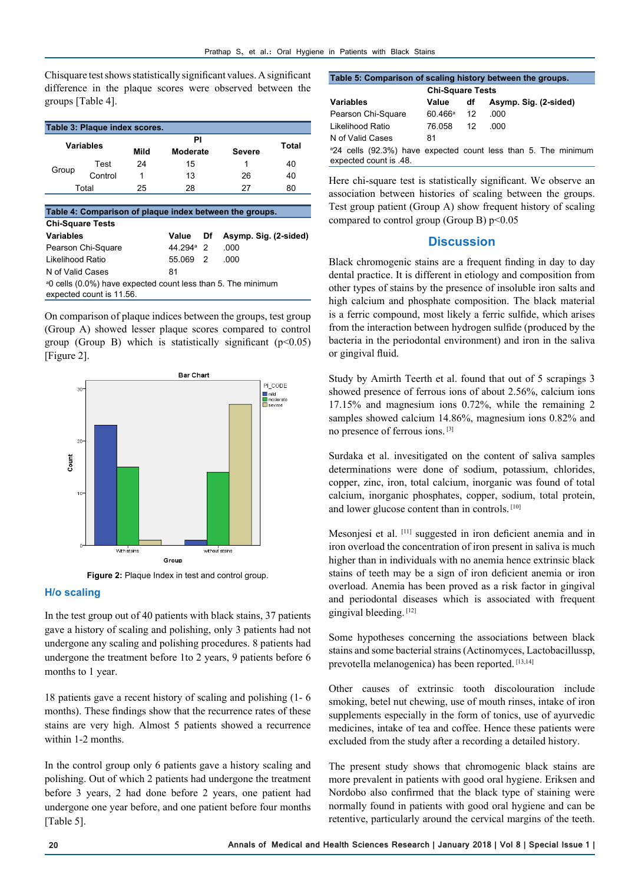Chisquare test shows statistically significant values. A significant difference in the plaque scores were observed between the groups [Table 4].

**Table 3: Plaque index scores.**

| Variables | | PI | | | Total |
|---|---|---|---|---|---|
| | | Mild | Moderate | Severe | |
| Group | Test | 24 | 15 | 1 | 40 |
| | Control | 1 | 13 | 26 | 40 |
| Total | | 25 | 28 | 27 | 80 |

**Table 4: Comparison of plaque index between the groups.**

**Chi-Square Tests**

| Variables | Value | Df | Asymp. Sig. (2-sided) |
|---|---|---|---|
| Pearson Chi-Square | 44.294[a] | 2 | .000 |
| Likelihood Ratio | 55.069 | 2 | .000 |
| N of Valid Cases | 81 | | |

[a]0 cells (0.0%) have expected count less than 5. The minimum expected count is 11.56.

On comparison of plaque indices between the groups, test group (Group A) showed lesser plaque scores compared to control group (Group B) which is statistically significant ($p<0.05$) [Figure 2].

**Figure 2:** Plaque Index in test and control group.

## H/o scaling

In the test group out of 40 patients with black stains, 37 patients gave a history of scaling and polishing, only 3 patients had not undergone any scaling and polishing procedures. 8 patients had undergone the treatment before 1to 2 years, 9 patients before 6 months to 1 year.

18 patients gave a recent history of scaling and polishing (1- 6 months). These findings show that the recurrence rates of these stains are very high. Almost 5 patients showed a recurrence within 1-2 months.

In the control group only 6 patients gave a history scaling and polishing. Out of which 2 patients had undergone the treatment before 3 years, 2 had done before 2 years, one patient had undergone one year before, and one patient before four months [Table 5].

**Table 5: Comparison of scaling history between the groups.**

**Chi-Square Tests**

| Variables | Value | df | Asymp. Sig. (2-sided) |
|---|---|---|---|
| Pearson Chi-Square | 60.466[a] | 12 | .000 |
| Likelihood Ratio | 76.058 | 12 | .000 |
| N of Valid Cases | 81 | | |

[a]24 cells (92.3%) have expected count less than 5. The minimum expected count is .48.

Here chi-square test is statistically significant. We observe an association between histories of scaling between the groups. Test group patient (Group A) show frequent history of scaling compared to control group (Group B) $p<0.05$

## Discussion

Black chromogenic stains are a frequent finding in day to day dental practice. It is different in etiology and composition from other types of stains by the presence of insoluble iron salts and high calcium and phosphate composition. The black material is a ferric compound, most likely a ferric sulfide, which arises from the interaction between hydrogen sulfide (produced by the bacteria in the periodontal environment) and iron in the saliva or gingival fluid.

Study by Amirth Teerth et al. found that out of 5 scrapings 3 showed presence of ferrous ions of about 2.56%, calcium ions 17.15% and magnesium ions 0.72%, while the remaining 2 samples showed calcium 14.86%, magnesium ions 0.82% and no presence of ferrous ions. [3]

Surdaka et al. invesitigated on the content of saliva samples determinations were done of sodium, potassium, chlorides, copper, zinc, iron, total calcium, inorganic was found of total calcium, inorganic phosphates, copper, sodium, total protein, and lower glucose content than in controls. [10]

Mesonjesi et al. [11] suggested in iron deficient anemia and in iron overload the concentration of iron present in saliva is much higher than in individuals with no anemia hence extrinsic black stains of teeth may be a sign of iron deficient anemia or iron overload. Anemia has been proved as a risk factor in gingival and periodontal diseases which is associated with frequent gingival bleeding. [12]

Some hypotheses concerning the associations between black stains and some bacterial strains (Actinomyces, Lactobacillussp, prevotella melanogenica) has been reported. [13,14]

Other causes of extrinsic tooth discolouration include smoking, betel nut chewing, use of mouth rinses, intake of iron supplements especially in the form of tonics, use of ayurvedic medicines, intake of tea and coffee. Hence these patients were excluded from the study after a recording a detailed history.

The present study shows that chromogenic black stains are more prevalent in patients with good oral hygiene. Eriksen and Nordobo also confirmed that the black type of staining were normally found in patients with good oral hygiene and can be retentive, particularly around the cervical margins of the teeth.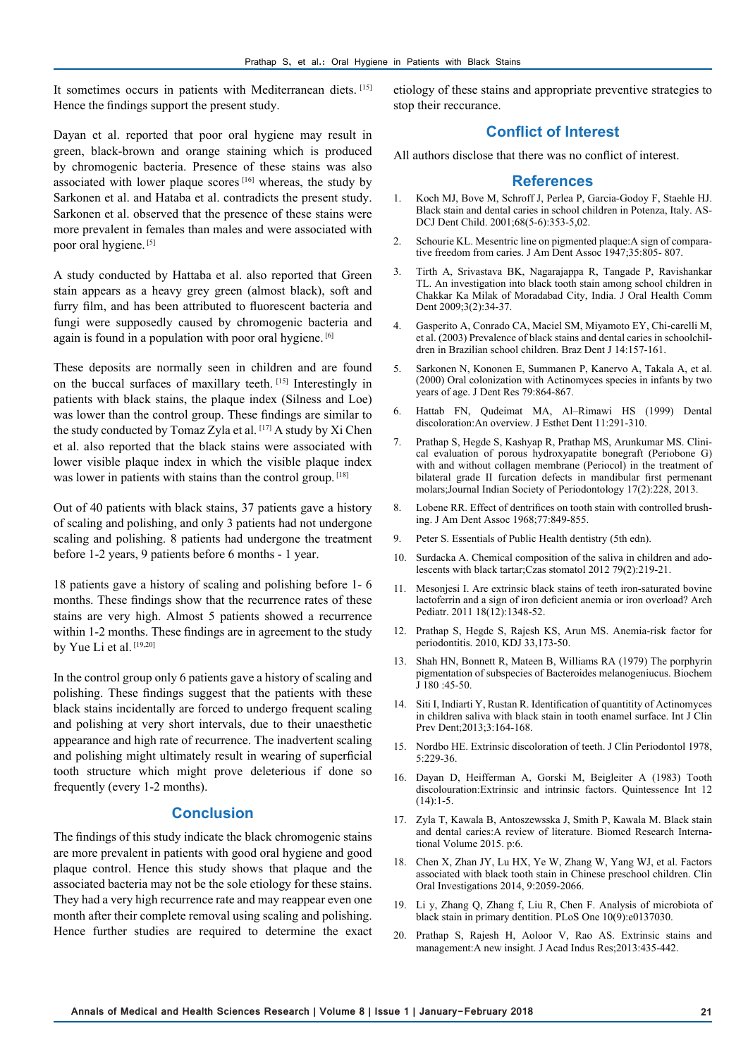It sometimes occurs in patients with Mediterranean diets. [15] Hence the findings support the present study.

Dayan et al. reported that poor oral hygiene may result in green, black-brown and orange staining which is produced by chromogenic bacteria. Presence of these stains was also associated with lower plaque scores [16] whereas, the study by Sarkonen et al. and Hataba et al. contradicts the present study. Sarkonen et al. observed that the presence of these stains were more prevalent in females than males and were associated with poor oral hygiene. [5]

A study conducted by Hattaba et al. also reported that Green stain appears as a heavy grey green (almost black), soft and furry film, and has been attributed to fluorescent bacteria and fungi were supposedly caused by chromogenic bacteria and again is found in a population with poor oral hygiene. [6]

These deposits are normally seen in children and are found on the buccal surfaces of maxillary teeth. [15] Interestingly in patients with black stains, the plaque index (Silness and Loe) was lower than the control group. These findings are similar to the study conducted by Tomaz Zyla et al. [17] A study by Xi Chen et al. also reported that the black stains were associated with lower visible plaque index in which the visible plaque index was lower in patients with stains than the control group. [18]

Out of 40 patients with black stains, 37 patients gave a history of scaling and polishing, and only 3 patients had not undergone scaling and polishing. 8 patients had undergone the treatment before 1-2 years, 9 patients before 6 months - 1 year.

18 patients gave a history of scaling and polishing before 1- 6 months. These findings show that the recurrence rates of these stains are very high. Almost 5 patients showed a recurrence within 1-2 months. These findings are in agreement to the study by Yue Li et al. [19,20]

In the control group only 6 patients gave a history of scaling and polishing. These findings suggest that the patients with these black stains incidentally are forced to undergo frequent scaling and polishing at very short intervals, due to their unaesthetic appearance and high rate of recurrence. The inadvertent scaling and polishing might ultimately result in wearing of superficial tooth structure which might prove deleterious if done so frequently (every 1-2 months).

## Conclusion

The findings of this study indicate the black chromogenic stains are more prevalent in patients with good oral hygiene and good plaque control. Hence this study shows that plaque and the associated bacteria may not be the sole etiology for these stains. They had a very high recurrence rate and may reappear even one month after their complete removal using scaling and polishing. Hence further studies are required to determine the exact etiology of these stains and appropriate preventive strategies to stop their reccurance.

## Conflict of Interest

All authors disclose that there was no conflict of interest.

## References

1. Koch MJ, Bove M, Schroff J, Perlea P, Garcia-Godoy F, Staehle HJ. Black stain and dental caries in school children in Potenza, Italy. ASDCJ Dent Child. 2001;68(5-6):353-5,02.
2. Schourie KL. Mesentric line on pigmented plaque:A sign of comparative freedom from caries. J Am Dent Assoc 1947;35:805- 807.
3. Tirth A, Srivastava BK, Nagarajappa R, Tangade P, Ravishankar TL. An investigation into black tooth stain among school children in Chakkar Ka Milak of Moradabad City, India. J Oral Health Comm Dent 2009;3(2):34-37.
4. Gasperito A, Conrado CA, Maciel SM, Miyamoto EY, Chi-carelli M, et al. (2003) Prevalence of black stains and dental caries in schoolchildren in Brazilian school children. Braz Dent J 14:157-161.
5. Sarkonen N, Kononen E, Summanen P, Kanervo A, Takala A, et al. (2000) Oral colonization with Actinomyces species in infants by two years of age. J Dent Res 79:864-867.
6. Hattab FN, Qudeimat MA, Al–Rimawi HS (1999) Dental discoloration:An overview. J Esthet Dent 11:291-310.
7. Prathap S, Hegde S, Kashyap R, Prathap MS, Arunkumar MS. Clinical evaluation of porous hydroxyapatite bonegraft (Periobone G) with and without collagen membrane (Periocol) in the treatment of bilateral grade II furcation defects in mandibular first permenant molars;Journal Indian Society of Periodontology 17(2):228, 2013.
8. Lobene RR. Effect of dentrifices on tooth stain with controlled brushing. J Am Dent Assoc 1968;77:849-855.
9. Peter S. Essentials of Public Health dentistry (5th edn).
10. Surdacka A. Chemical composition of the saliva in children and adolescents with black tartar;Czas stomatol 2012 79(2):219-21.
11. Mesonjesi I. Are extrinsic black stains of teeth iron-saturated bovine lactoferrin and a sign of iron deficient anemia or iron overload? Arch Pediatr. 2011 18(12):1348-52.
12. Prathap S, Hegde S, Rajesh KS, Arun MS. Anemia-risk factor for periodontitis. 2010, KDJ 33,173-50.
13. Shah HN, Bonnett R, Mateen B, Williams RA (1979) The porphyrin pigmentation of subspecies of Bacteroides melanogeniucus. Biochem J 180 :45-50.
14. Siti I, Indiarti Y, Rustan R. Identification of quantity of Actinomyces in children saliva with black stain in tooth enamel surface. Int J Clin Prev Dent;2013;3:164-168.
15. Nordbo HE. Extrinsic discoloration of teeth. J Clin Periodontol 1978, 5:229-36.
16. Dayan D, Heifferman A, Gorski M, Beigleiter A (1983) Tooth discolouration:Extrinsic and intrinsic factors. Quintessence Int 12 (14):1-5.
17. Zyla T, Kawala B, Antoszewska J, Smith P, Kawala M. Black stain and dental caries:A review of literature. Biomed Research International Volume 2015. p:6.
18. Chen X, Zhan JY, Lu HX, Ye W, Zhang W, Yang WJ, et al. Factors associated with black tooth stain in Chinese preschool children. Clin Oral Investigations 2014, 9:2059-2066.
19. Li y, Zhang Q, Zhang f, Liu R, Chen F. Analysis of microbiota of black stain in primary dentition. PLoS One 10(9):e0137030.
20. Prathap S, Rajesh H, Aoloor V, Rao AS. Extrinsic stains and management:A new insight. J Acad Indus Res;2013:435-442.